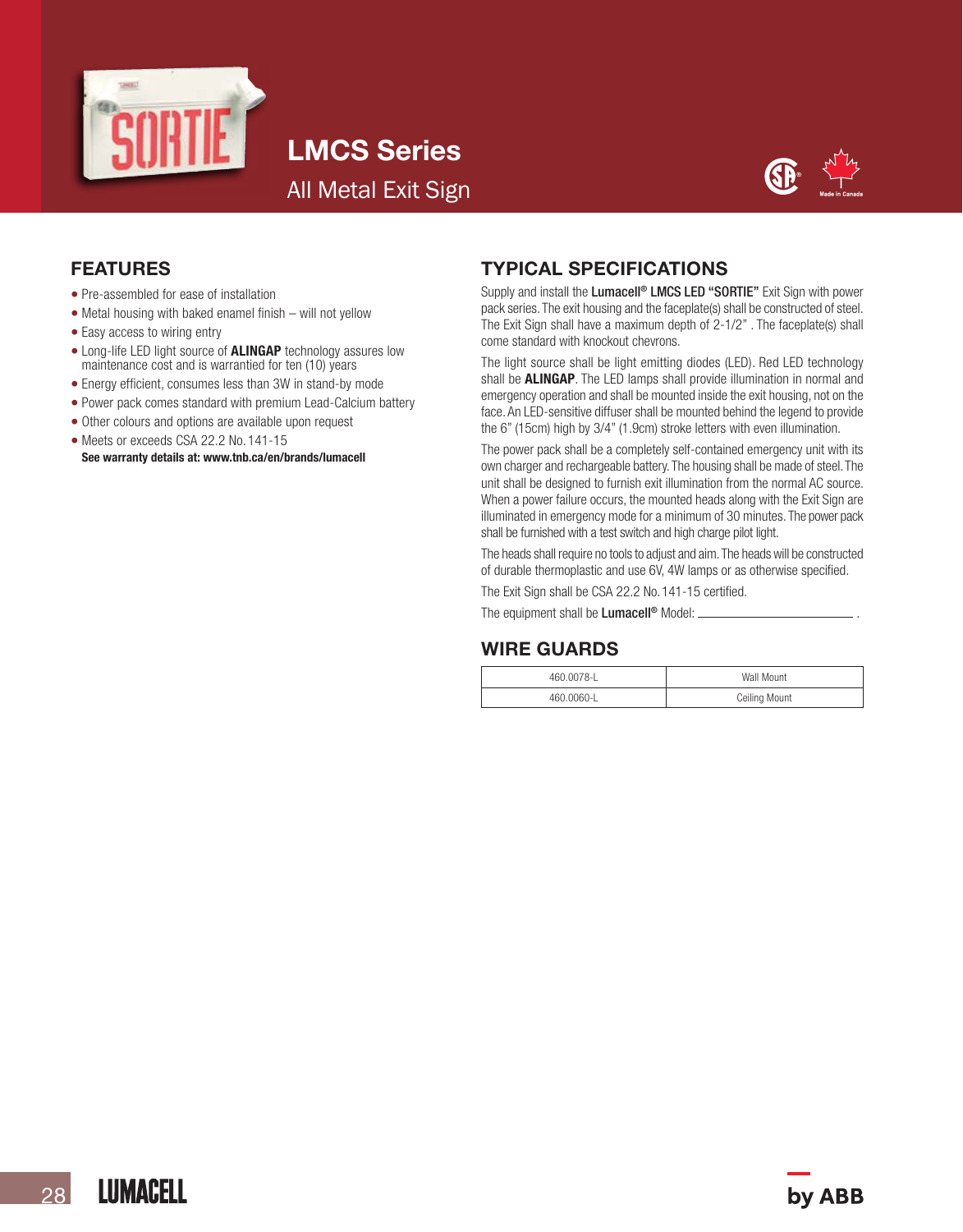# LMCS Series

## All Metal Exit Sign

## FEATURES

- Pre-assembled for ease of installation
- Metal housing with baked enamel finish – will not yellow
- Easy access to wiring entry
- Long-life LED light source of **ALINGAP** technology assures low maintenance cost and is warrantied for ten (10) years
- Energy efficient, consumes less than 3W in stand-by mode
- Power pack comes standard with premium Lead-Calcium battery
- Other colours and options are available upon request
- Meets or exceeds CSA 22.2 No. 141-15

**See warranty details at: www.tnb.ca/en/brands/lumacell**

## TYPICAL SPECIFICATIONS

Supply and install the **Lumacell® LMCS LED "SORTIE"** Exit Sign with power pack series. The exit housing and the faceplate(s) shall be constructed of steel. The Exit Sign shall have a maximum depth of 2-1/2" . The faceplate(s) shall come standard with knockout chevrons.

The light source shall be light emitting diodes (LED). Red LED technology shall be **ALINGAP**. The LED lamps shall provide illumination in normal and emergency operation and shall be mounted inside the exit housing, not on the face. An LED-sensitive diffuser shall be mounted behind the legend to provide the 6" (15cm) high by 3/4" (1.9cm) stroke letters with even illumination.

The power pack shall be a completely self-contained emergency unit with its own charger and rechargeable battery. The housing shall be made of steel. The unit shall be designed to furnish exit illumination from the normal AC source. When a power failure occurs, the mounted heads along with the Exit Sign are illuminated in emergency mode for a minimum of 30 minutes. The power pack shall be furnished with a test switch and high charge pilot light.

The heads shall require no tools to adjust and aim. The heads will be constructed of durable thermoplastic and use 6V, 4W lamps or as otherwise specified.

The Exit Sign shall be CSA 22.2 No. 141-15 certified.

The equipment shall be **Lumacell®** Model: ________________________ .

## WIRE GUARDS

| | |
|---|---|
| 460.0078-L | Wall Mount |
| 460.0060-L | Ceiling Mount |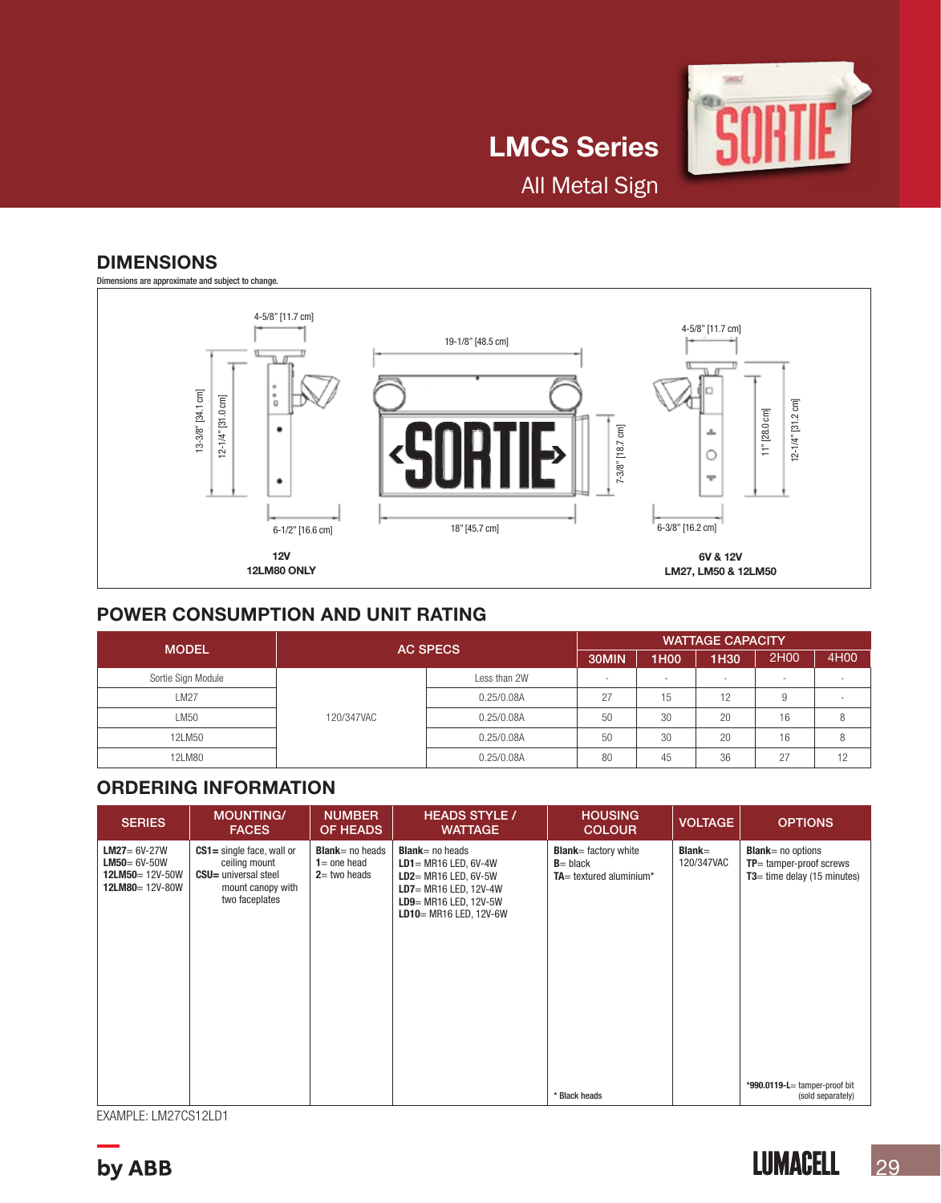## LMCS Series

All Metal Sign

## DIMENSIONS

Dimensions are approximate and subject to change.

4-5/8" [11.7 cm]
19-1/8" [48.5 cm]
4-5/8" [11.7 cm]
13-3/8" [34.1 cm]
12-1/4" [31.0 cm]
7-3/8" [18.7 cm]
11" [28.0 cm]
12-1/4" [31.2 cm]
6-1/2" [16.6 cm]
18" [45.7 cm]
6-3/8" [16.2 cm]

**12V**
**12LM80 ONLY**

**6V & 12V**
**LM27, LM50 & 12LM50**

## POWER CONSUMPTION AND UNIT RATING

| MODEL | AC SPECS | | WATTAGE CAPACITY | | | | |
|---|---|---|---|---|---|---|---|
| | | | 30MIN | 1H00 | 1H30 | 2H00 | 4H00 |
| Sortie Sign Module | 120/347VAC | Less than 2W | - | - | - | - | - |
| LM27 | | 0.25/0.08A | 27 | 15 | 12 | 9 | - |
| LM50 | | 0.25/0.08A | 50 | 30 | 20 | 16 | 8 |
| 12LM50 | | 0.25/0.08A | 50 | 30 | 20 | 16 | 8 |
| 12LM80 | | 0.25/0.08A | 80 | 45 | 36 | 27 | 12 |

## ORDERING INFORMATION

| SERIES | MOUNTING/ FACES | NUMBER OF HEADS | HEADS STYLE / WATTAGE | HOUSING COLOUR | VOLTAGE | OPTIONS |
|---|---|---|---|---|---|---|
| **LM27**= 6V-27W<br>**LM50**= 6V-50W<br>**12LM50**= 12V-50W<br>**12LM80**= 12V-80W | **CS1=** single face, wall or ceiling mount<br>**CSU=** universal steel mount canopy with two faceplates | **Blank**= no heads<br>**1**= one head<br>**2**= two heads | **Blank**= no heads<br>**LD1**= MR16 LED, 6V-4W<br>**LD2**= MR16 LED, 6V-5W<br>**LD7**= MR16 LED, 12V-4W<br>**LD9**= MR16 LED, 12V-5W<br>**LD10**= MR16 LED, 12V-6W | **Blank**= factory white<br>**B**= black<br>**TA**= textured aluminium*<br><br>* Black heads | **Blank**= 120/347VAC | **Blank**= no options<br>**TP**= tamper-proof screws<br>**T3**= time delay (15 minutes)<br><br>***990.0119-L**= tamper-proof bit (sold separately) |

EXAMPLE: LM27CS12LD1